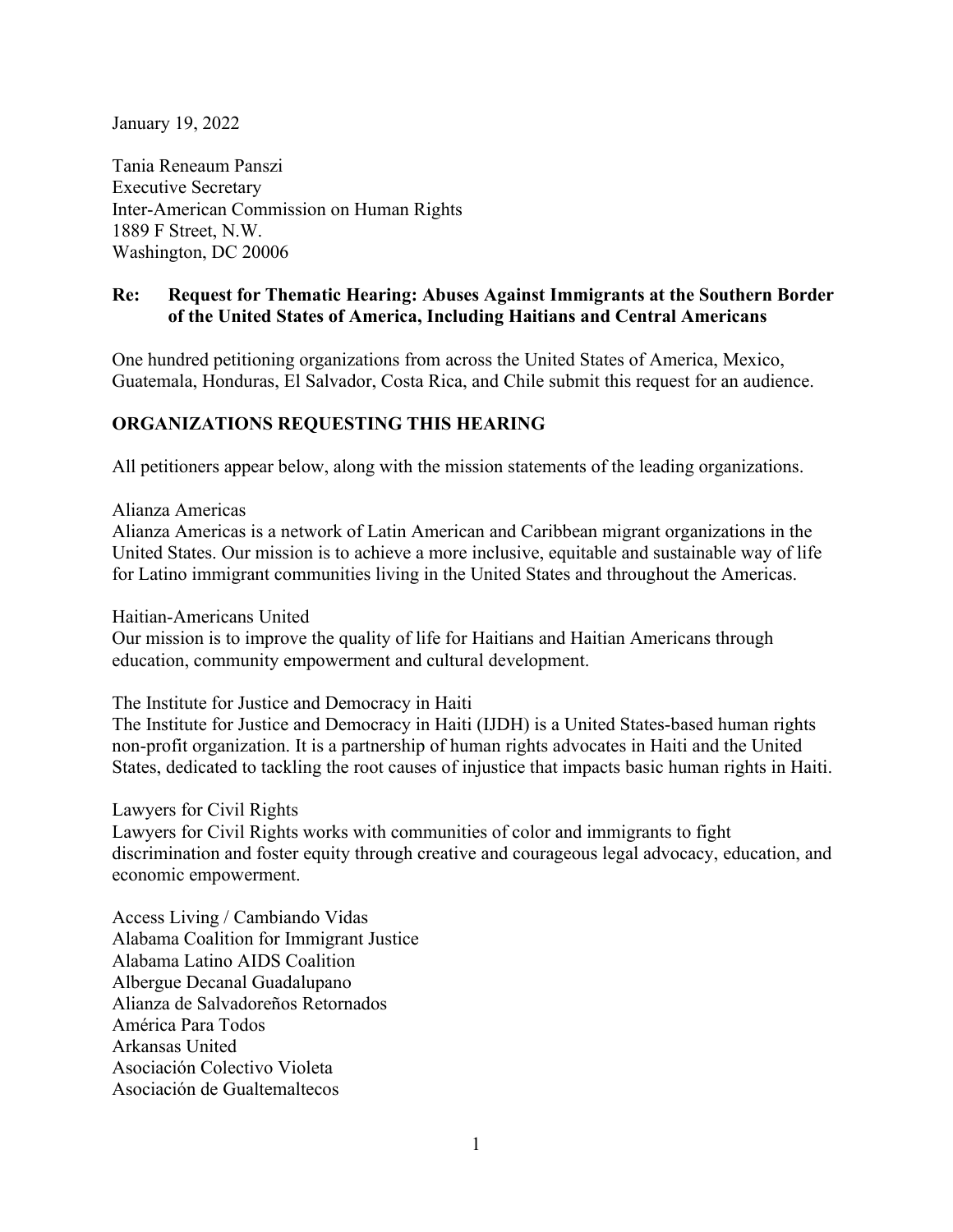January 19, 2022

Tania Reneaum Panszi
Executive Secretary
Inter-American Commission on Human Rights
1889 F Street, N.W.
Washington, DC 20006

**Re: Request for Thematic Hearing: Abuses Against Immigrants at the Southern Border of the United States of America, Including Haitians and Central Americans**

One hundred petitioning organizations from across the United States of America, Mexico, Guatemala, Honduras, El Salvador, Costa Rica, and Chile submit this request for an audience.

## ORGANIZATIONS REQUESTING THIS HEARING

All petitioners appear below, along with the mission statements of the leading organizations.

Alianza Americas
Alianza Americas is a network of Latin American and Caribbean migrant organizations in the United States. Our mission is to achieve a more inclusive, equitable and sustainable way of life for Latino immigrant communities living in the United States and throughout the Americas.

Haitian-Americans United
Our mission is to improve the quality of life for Haitians and Haitian Americans through education, community empowerment and cultural development.

The Institute for Justice and Democracy in Haiti
The Institute for Justice and Democracy in Haiti (IJDH) is a United States-based human rights non-profit organization. It is a partnership of human rights advocates in Haiti and the United States, dedicated to tackling the root causes of injustice that impacts basic human rights in Haiti.

Lawyers for Civil Rights
Lawyers for Civil Rights works with communities of color and immigrants to fight discrimination and foster equity through creative and courageous legal advocacy, education, and economic empowerment.

Access Living / Cambiando Vidas
Alabama Coalition for Immigrant Justice
Alabama Latino AIDS Coalition
Albergue Decanal Guadalupano
Alianza de Salvadoreños Retornados
América Para Todos
Arkansas United
Asociación Colectivo Violeta
Asociación de Gualtemaltecos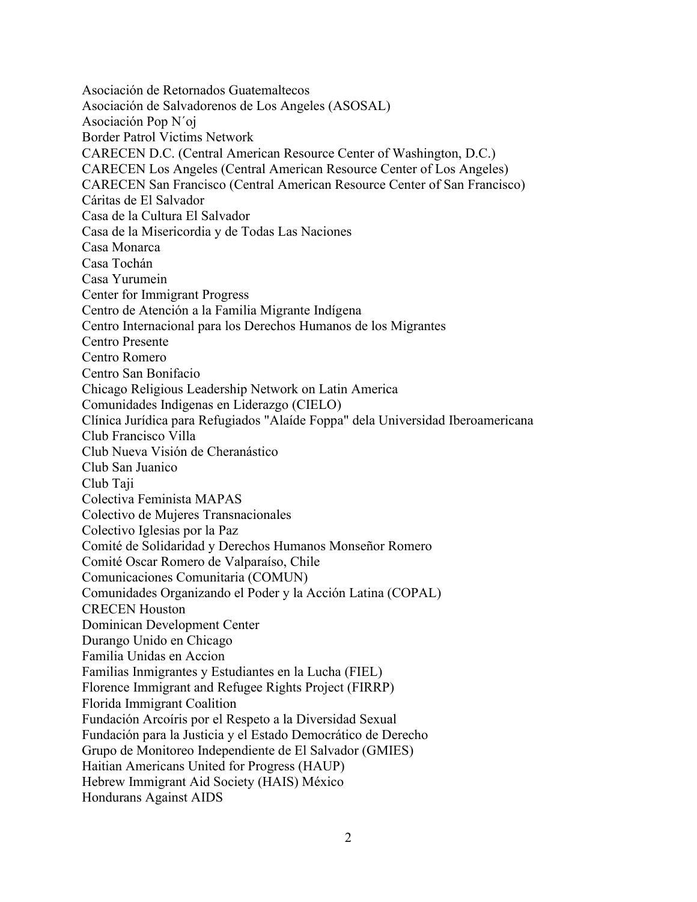Asociación de Retornados Guatemaltecos
Asociación de Salvadorenos de Los Angeles (ASOSAL)
Asociación Pop N´oj
Border Patrol Victims Network
CARECEN D.C. (Central American Resource Center of Washington, D.C.)
CARECEN Los Angeles (Central American Resource Center of Los Angeles)
CARECEN San Francisco (Central American Resource Center of San Francisco)
Cáritas de El Salvador
Casa de la Cultura El Salvador
Casa de la Misericordia y de Todas Las Naciones
Casa Monarca
Casa Tochán
Casa Yurumein
Center for Immigrant Progress
Centro de Atención a la Familia Migrante Indígena
Centro Internacional para los Derechos Humanos de los Migrantes
Centro Presente
Centro Romero
Centro San Bonifacio
Chicago Religious Leadership Network on Latin America
Comunidades Indigenas en Liderazgo (CIELO)
Clínica Jurídica para Refugiados "Alaíde Foppa" dela Universidad Iberoamericana
Club Francisco Villa
Club Nueva Visión de Cheranástico
Club San Juanico
Club Taji
Colectiva Feminista MAPAS
Colectivo de Mujeres Transnacionales
Colectivo Iglesias por la Paz
Comité de Solidaridad y Derechos Humanos Monseñor Romero
Comité Oscar Romero de Valparaíso, Chile
Comunicaciones Comunitaria (COMUN)
Comunidades Organizando el Poder y la Acción Latina (COPAL)
CRECEN Houston
Dominican Development Center
Durango Unido en Chicago
Familia Unidas en Accion
Familias Inmigrantes y Estudiantes en la Lucha (FIEL)
Florence Immigrant and Refugee Rights Project (FIRRP)
Florida Immigrant Coalition
Fundación Arcoíris por el Respeto a la Diversidad Sexual
Fundación para la Justicia y el Estado Democrático de Derecho
Grupo de Monitoreo Independiente de El Salvador (GMIES)
Haitian Americans United for Progress (HAUP)
Hebrew Immigrant Aid Society (HAIS) México
Hondurans Against AIDS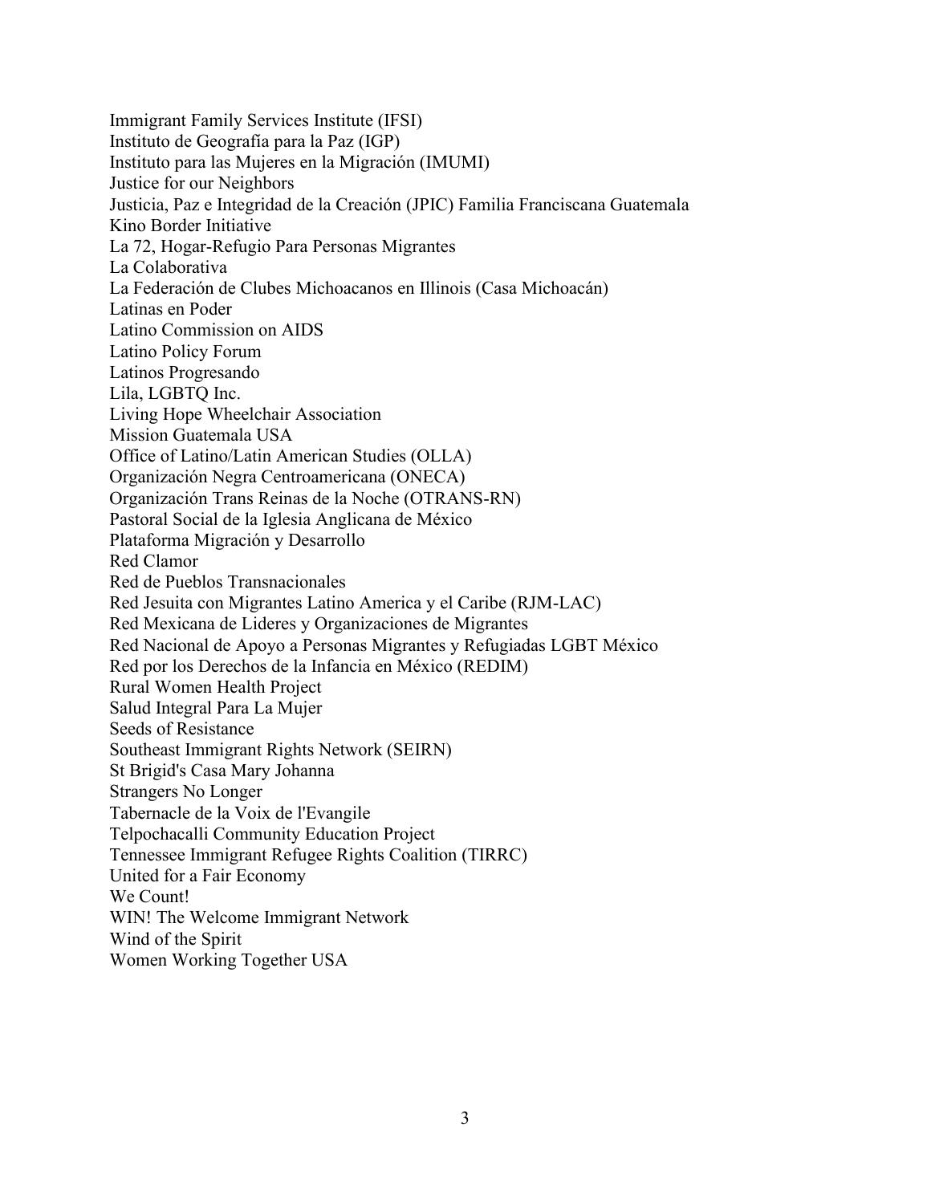Immigrant Family Services Institute (IFSI)
Instituto de Geografía para la Paz (IGP)
Instituto para las Mujeres en la Migración (IMUMI)
Justice for our Neighbors
Justicia, Paz e Integridad de la Creación (JPIC) Familia Franciscana Guatemala
Kino Border Initiative
La 72, Hogar-Refugio Para Personas Migrantes
La Colaborativa
La Federación de Clubes Michoacanos en Illinois (Casa Michoacán)
Latinas en Poder
Latino Commission on AIDS
Latino Policy Forum
Latinos Progresando
Lila, LGBTQ Inc.
Living Hope Wheelchair Association
Mission Guatemala USA
Office of Latino/Latin American Studies (OLLA)
Organización Negra Centroamericana (ONECA)
Organización Trans Reinas de la Noche (OTRANS-RN)
Pastoral Social de la Iglesia Anglicana de México
Plataforma Migración y Desarrollo
Red Clamor
Red de Pueblos Transnacionales
Red Jesuita con Migrantes Latino America y el Caribe (RJM-LAC)
Red Mexicana de Lideres y Organizaciones de Migrantes
Red Nacional de Apoyo a Personas Migrantes y Refugiadas LGBT México
Red por los Derechos de la Infancia en México (REDIM)
Rural Women Health Project
Salud Integral Para La Mujer
Seeds of Resistance
Southeast Immigrant Rights Network (SEIRN)
St Brigid's Casa Mary Johanna
Strangers No Longer
Tabernacle de la Voix de l'Evangile
Telpochacalli Community Education Project
Tennessee Immigrant Refugee Rights Coalition (TIRRC)
United for a Fair Economy
We Count!
WIN! The Welcome Immigrant Network
Wind of the Spirit
Women Working Together USA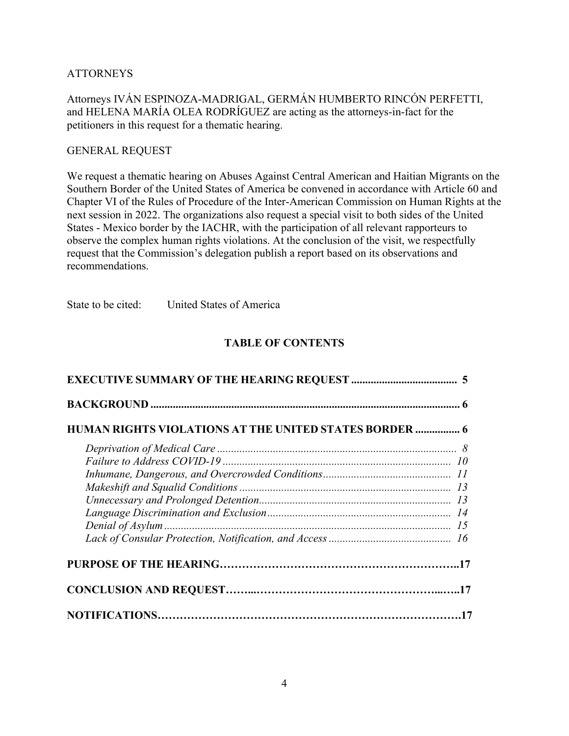ATTORNEYS

Attorneys IVÁN ESPINOZA-MADRIGAL, GERMÁN HUMBERTO RINCÓN PERFETTI, and HELENA MARÍA OLEA RODRÍGUEZ are acting as the attorneys-in-fact for the petitioners in this request for a thematic hearing.

GENERAL REQUEST

We request a thematic hearing on Abuses Against Central American and Haitian Migrants on the Southern Border of the United States of America be convened in accordance with Article 60 and Chapter VI of the Rules of Procedure of the Inter-American Commission on Human Rights at the next session in 2022. The organizations also request a special visit to both sides of the United States - Mexico border by the IACHR, with the participation of all relevant rapporteurs to observe the complex human rights violations. At the conclusion of the visit, we respectfully request that the Commission's delegation publish a report based on its observations and recommendations.

State to be cited: United States of America

## TABLE OF CONTENTS

**EXECUTIVE SUMMARY OF THE HEARING REQUEST ...................................... 5**

**BACKGROUND .............................................................................................................. 6**

**HUMAN RIGHTS VIOLATIONS AT THE UNITED STATES BORDER ................ 6**

- *Deprivation of Medical Care ...................................................................................... 8*
- *Failure to Address COVID-19 .................................................................................. 10*
- *Inhumane, Dangerous, and Overcrowded Conditions............................................. 11*
- *Makeshift and Squalid Conditions ............................................................................ 13*
- *Unnecessary and Prolonged Detention..................................................................... 13*
- *Language Discrimination and Exclusion.................................................................. 14*
- *Denial of Asylum....................................................................................................... 15*
- *Lack of Consular Protection, Notification, and Access ............................................ 16*

**PURPOSE OF THE HEARING……………………………………………………..17**

**CONCLUSION AND REQUEST……...……………………………………...…..17**

**NOTIFICATIONS……………………………………………………………………….17**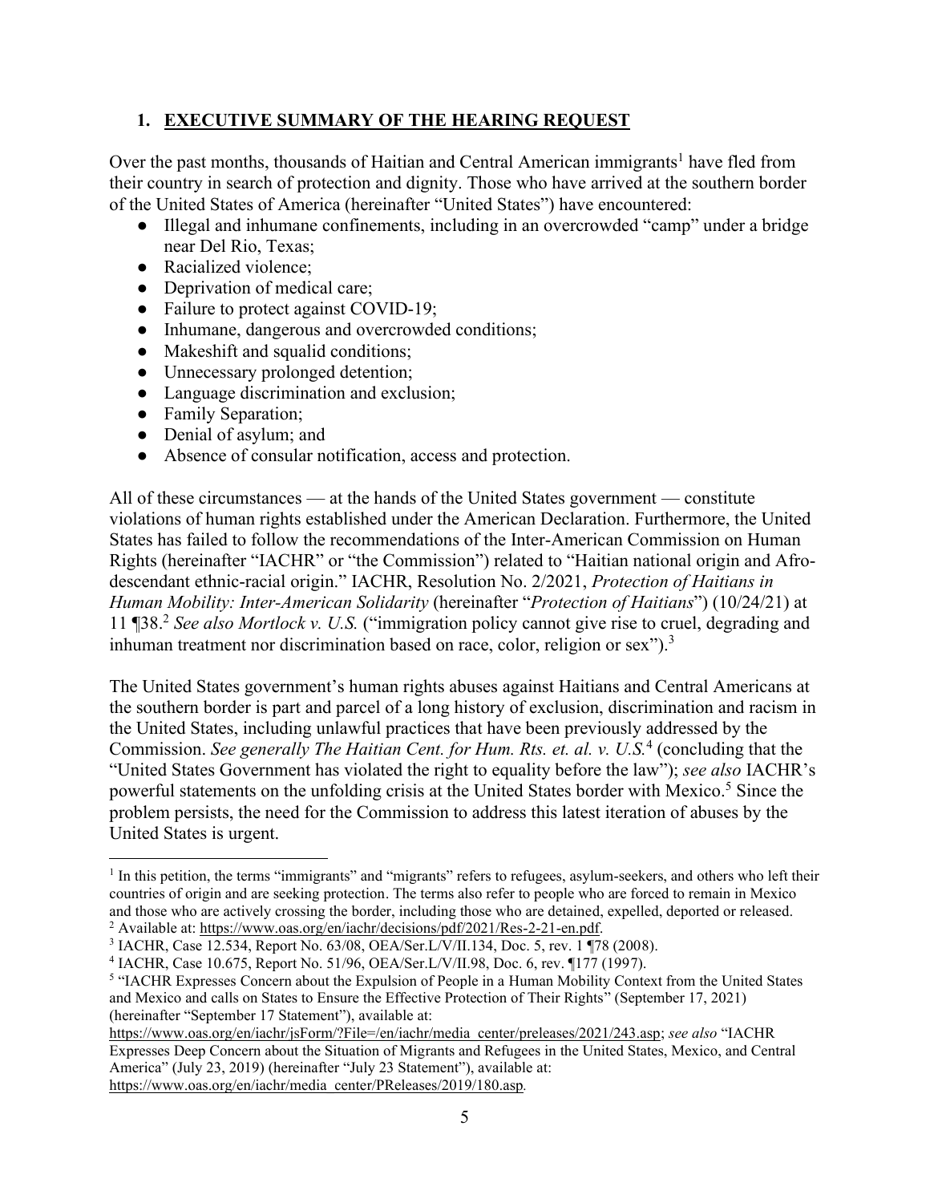## 1. EXECUTIVE SUMMARY OF THE HEARING REQUEST

Over the past months, thousands of Haitian and Central American immigrants[1] have fled from their country in search of protection and dignity. Those who have arrived at the southern border of the United States of America (hereinafter "United States") have encountered:

- Illegal and inhumane confinements, including in an overcrowded "camp" under a bridge near Del Rio, Texas;
- Racialized violence;
- Deprivation of medical care;
- Failure to protect against COVID-19;
- Inhumane, dangerous and overcrowded conditions;
- Makeshift and squalid conditions;
- Unnecessary prolonged detention;
- Language discrimination and exclusion;
- Family Separation;
- Denial of asylum; and
- Absence of consular notification, access and protection.

All of these circumstances — at the hands of the United States government — constitute violations of human rights established under the American Declaration. Furthermore, the United States has failed to follow the recommendations of the Inter-American Commission on Human Rights (hereinafter "IACHR" or "the Commission") related to "Haitian national origin and Afro-descendant ethnic-racial origin." IACHR, Resolution No. 2/2021, *Protection of Haitians in Human Mobility: Inter-American Solidarity* (hereinafter "*Protection of Haitians*") (10/24/21) at 11 ¶38.[2] *See also Mortlock v. U.S.* ("immigration policy cannot give rise to cruel, degrading and inhuman treatment nor discrimination based on race, color, religion or sex").[3]

The United States government's human rights abuses against Haitians and Central Americans at the southern border is part and parcel of a long history of exclusion, discrimination and racism in the United States, including unlawful practices that have been previously addressed by the Commission. *See generally The Haitian Cent. for Hum. Rts. et. al. v. U.S.*[4] (concluding that the "United States Government has violated the right to equality before the law"); *see also* IACHR's powerful statements on the unfolding crisis at the United States border with Mexico.[5] Since the problem persists, the need for the Commission to address this latest iteration of abuses by the United States is urgent.

---

[1] In this petition, the terms "immigrants" and "migrants" refers to refugees, asylum-seekers, and others who left their countries of origin and are seeking protection. The terms also refer to people who are forced to remain in Mexico and those who are actively crossing the border, including those who are detained, expelled, deported or released.

[2] Available at: https://www.oas.org/en/iachr/decisions/pdf/2021/Res-2-21-en.pdf.

[3] IACHR, Case 12.534, Report No. 63/08, OEA/Ser.L/V/II.134, Doc. 5, rev. 1 ¶78 (2008).

[4] IACHR, Case 10.675, Report No. 51/96, OEA/Ser.L/V/II.98, Doc. 6, rev. ¶177 (1997).

[5] "IACHR Expresses Concern about the Expulsion of People in a Human Mobility Context from the United States and Mexico and calls on States to Ensure the Effective Protection of Their Rights" (September 17, 2021) (hereinafter "September 17 Statement"), available at: https://www.oas.org/en/iachr/jsForm/?File=/en/iachr/media_center/preleases/2021/243.asp; *see also* "IACHR Expresses Deep Concern about the Situation of Migrants and Refugees in the United States, Mexico, and Central America" (July 23, 2019) (hereinafter "July 23 Statement"), available at: https://www.oas.org/en/iachr/media_center/PReleases/2019/180.asp.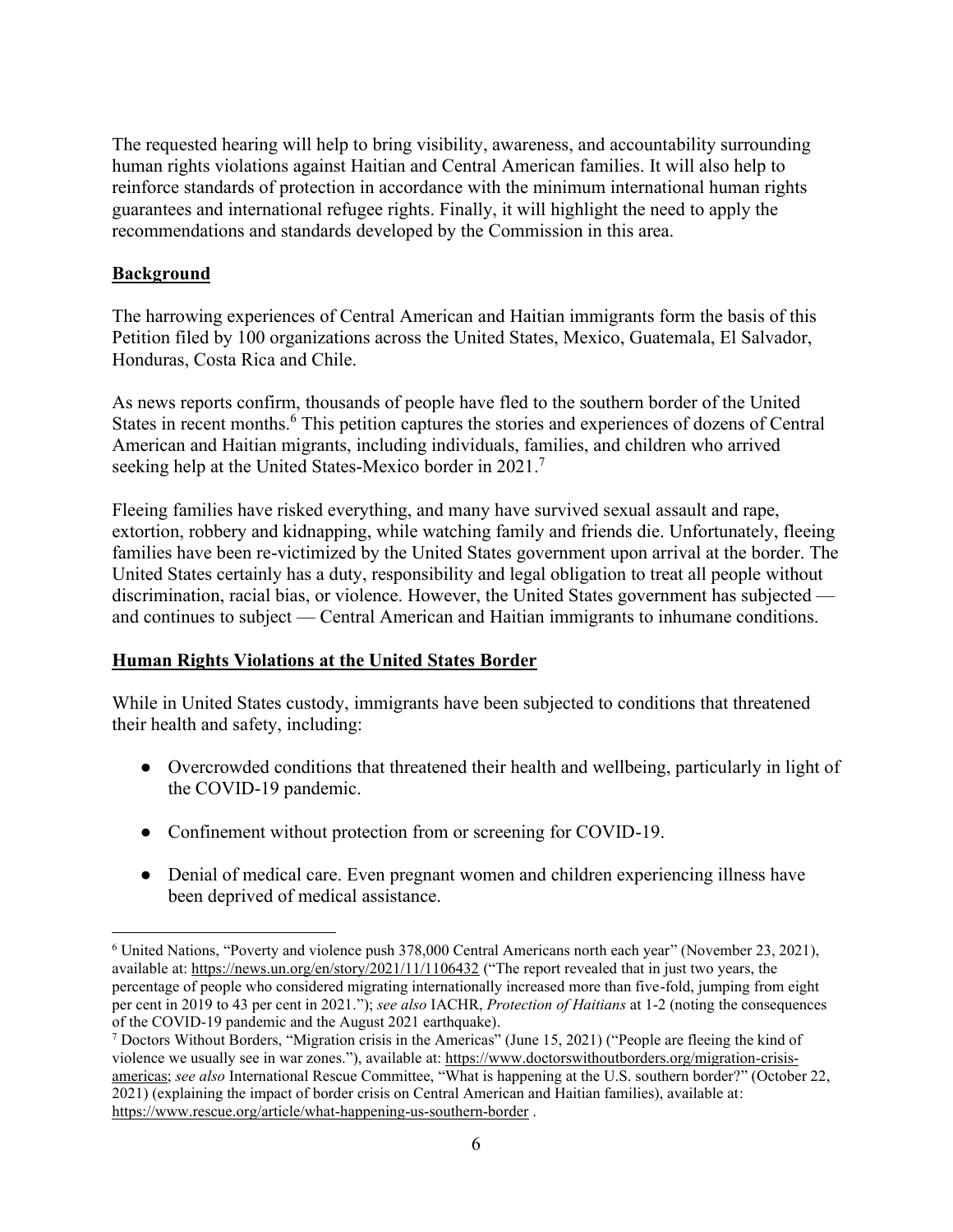The requested hearing will help to bring visibility, awareness, and accountability surrounding human rights violations against Haitian and Central American families. It will also help to reinforce standards of protection in accordance with the minimum international human rights guarantees and international refugee rights. Finally, it will highlight the need to apply the recommendations and standards developed by the Commission in this area.

## Background

The harrowing experiences of Central American and Haitian immigrants form the basis of this Petition filed by 100 organizations across the United States, Mexico, Guatemala, El Salvador, Honduras, Costa Rica and Chile.

As news reports confirm, thousands of people have fled to the southern border of the United States in recent months.[6] This petition captures the stories and experiences of dozens of Central American and Haitian migrants, including individuals, families, and children who arrived seeking help at the United States-Mexico border in 2021.[7]

Fleeing families have risked everything, and many have survived sexual assault and rape, extortion, robbery and kidnapping, while watching family and friends die. Unfortunately, fleeing families have been re-victimized by the United States government upon arrival at the border. The United States certainly has a duty, responsibility and legal obligation to treat all people without discrimination, racial bias, or violence. However, the United States government has subjected — and continues to subject — Central American and Haitian immigrants to inhumane conditions.

## Human Rights Violations at the United States Border

While in United States custody, immigrants have been subjected to conditions that threatened their health and safety, including:

- Overcrowded conditions that threatened their health and wellbeing, particularly in light of the COVID-19 pandemic.
- Confinement without protection from or screening for COVID-19.
- Denial of medical care. Even pregnant women and children experiencing illness have been deprived of medical assistance.

---

[6] United Nations, "Poverty and violence push 378,000 Central Americans north each year" (November 23, 2021), available at: https://news.un.org/en/story/2021/11/1106432 ("The report revealed that in just two years, the percentage of people who considered migrating internationally increased more than five-fold, jumping from eight per cent in 2019 to 43 per cent in 2021."); *see also* IACHR, *Protection of Haitians* at 1-2 (noting the consequences of the COVID-19 pandemic and the August 2021 earthquake).

[7] Doctors Without Borders, "Migration crisis in the Americas" (June 15, 2021) ("People are fleeing the kind of violence we usually see in war zones."), available at: https://www.doctorswithoutborders.org/migration-crisis-americas; *see also* International Rescue Committee, "What is happening at the U.S. southern border?" (October 22, 2021) (explaining the impact of border crisis on Central American and Haitian families), available at: https://www.rescue.org/article/what-happening-us-southern-border .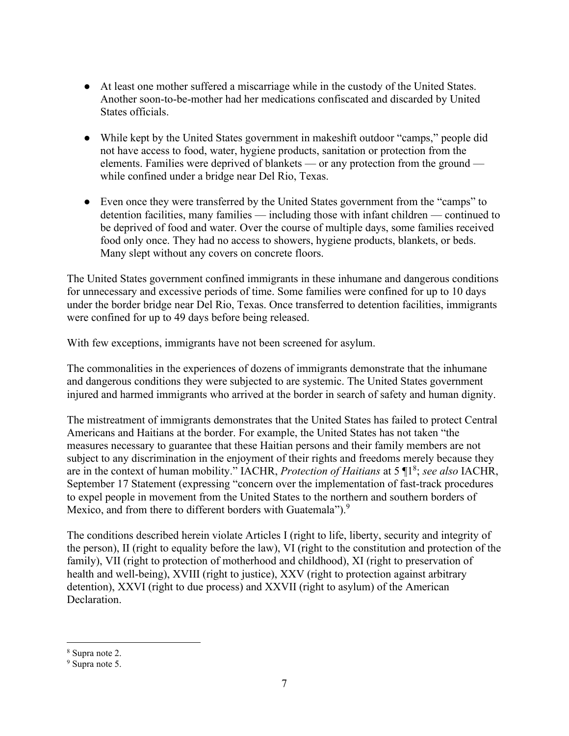- At least one mother suffered a miscarriage while in the custody of the United States. Another soon-to-be-mother had her medications confiscated and discarded by United States officials.

- While kept by the United States government in makeshift outdoor "camps," people did not have access to food, water, hygiene products, sanitation or protection from the elements. Families were deprived of blankets — or any protection from the ground — while confined under a bridge near Del Rio, Texas.

- Even once they were transferred by the United States government from the "camps" to detention facilities, many families — including those with infant children — continued to be deprived of food and water. Over the course of multiple days, some families received food only once. They had no access to showers, hygiene products, blankets, or beds. Many slept without any covers on concrete floors.

The United States government confined immigrants in these inhumane and dangerous conditions for unnecessary and excessive periods of time. Some families were confined for up to 10 days under the border bridge near Del Rio, Texas. Once transferred to detention facilities, immigrants were confined for up to 49 days before being released.

With few exceptions, immigrants have not been screened for asylum.

The commonalities in the experiences of dozens of immigrants demonstrate that the inhumane and dangerous conditions they were subjected to are systemic. The United States government injured and harmed immigrants who arrived at the border in search of safety and human dignity.

The mistreatment of immigrants demonstrates that the United States has failed to protect Central Americans and Haitians at the border. For example, the United States has not taken "the measures necessary to guarantee that these Haitian persons and their family members are not subject to any discrimination in the enjoyment of their rights and freedoms merely because they are in the context of human mobility." IACHR, *Protection of Haitians* at 5 ¶1[8]; *see also* IACHR, September 17 Statement (expressing "concern over the implementation of fast-track procedures to expel people in movement from the United States to the northern and southern borders of Mexico, and from there to different borders with Guatemala").[9]

The conditions described herein violate Articles I (right to life, liberty, security and integrity of the person), II (right to equality before the law), VI (right to the constitution and protection of the family), VII (right to protection of motherhood and childhood), XI (right to preservation of health and well-being), XVIII (right to justice), XXV (right to protection against arbitrary detention), XXVI (right to due process) and XXVII (right to asylum) of the American Declaration.

---

[8] Supra note 2.

[9] Supra note 5.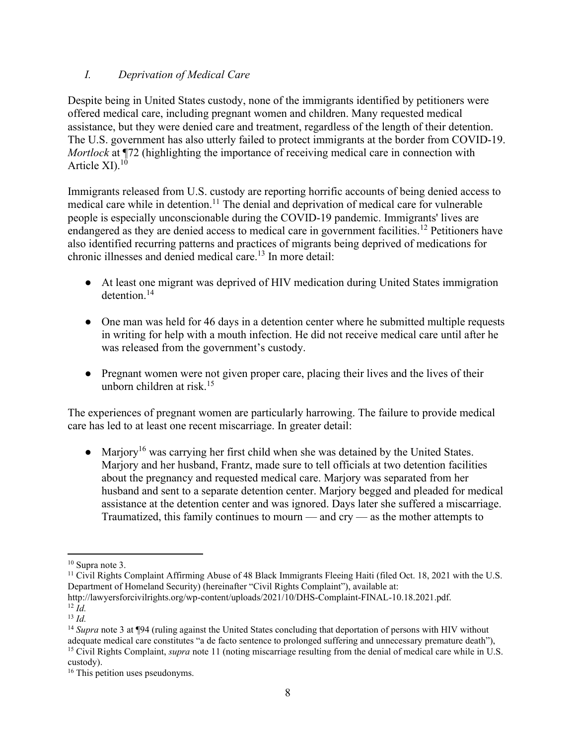### *I. Deprivation of Medical Care*

Despite being in United States custody, none of the immigrants identified by petitioners were offered medical care, including pregnant women and children. Many requested medical assistance, but they were denied care and treatment, regardless of the length of their detention. The U.S. government has also utterly failed to protect immigrants at the border from COVID-19. *Mortlock* at ¶72 (highlighting the importance of receiving medical care in connection with Article XI).[10]

Immigrants released from U.S. custody are reporting horrific accounts of being denied access to medical care while in detention.[11] The denial and deprivation of medical care for vulnerable people is especially unconscionable during the COVID-19 pandemic. Immigrants' lives are endangered as they are denied access to medical care in government facilities.[12] Petitioners have also identified recurring patterns and practices of migrants being deprived of medications for chronic illnesses and denied medical care.[13] In more detail:

- At least one migrant was deprived of HIV medication during United States immigration detention.[14]

- One man was held for 46 days in a detention center where he submitted multiple requests in writing for help with a mouth infection. He did not receive medical care until after he was released from the government's custody.

- Pregnant women were not given proper care, placing their lives and the lives of their unborn children at risk.[15]

The experiences of pregnant women are particularly harrowing. The failure to provide medical care has led to at least one recent miscarriage. In greater detail:

- Marjory[16] was carrying her first child when she was detained by the United States. Marjory and her husband, Frantz, made sure to tell officials at two detention facilities about the pregnancy and requested medical care. Marjory was separated from her husband and sent to a separate detention center. Marjory begged and pleaded for medical assistance at the detention center and was ignored. Days later she suffered a miscarriage. Traumatized, this family continues to mourn — and cry — as the mother attempts to

---

[10] Supra note 3.

[11] Civil Rights Complaint Affirming Abuse of 48 Black Immigrants Fleeing Haiti (filed Oct. 18, 2021 with the U.S. Department of Homeland Security) (hereinafter "Civil Rights Complaint"), available at: http://lawyersforcivilrights.org/wp-content/uploads/2021/10/DHS-Complaint-FINAL-10.18.2021.pdf.

[12] *Id.*

[13] *Id.*

[14] *Supra* note 3 at ¶94 (ruling against the United States concluding that deportation of persons with HIV without adequate medical care constitutes "a de facto sentence to prolonged suffering and unnecessary premature death"),

[15] Civil Rights Complaint, *supra* note 11 (noting miscarriage resulting from the denial of medical care while in U.S. custody).

[16] This petition uses pseudonyms.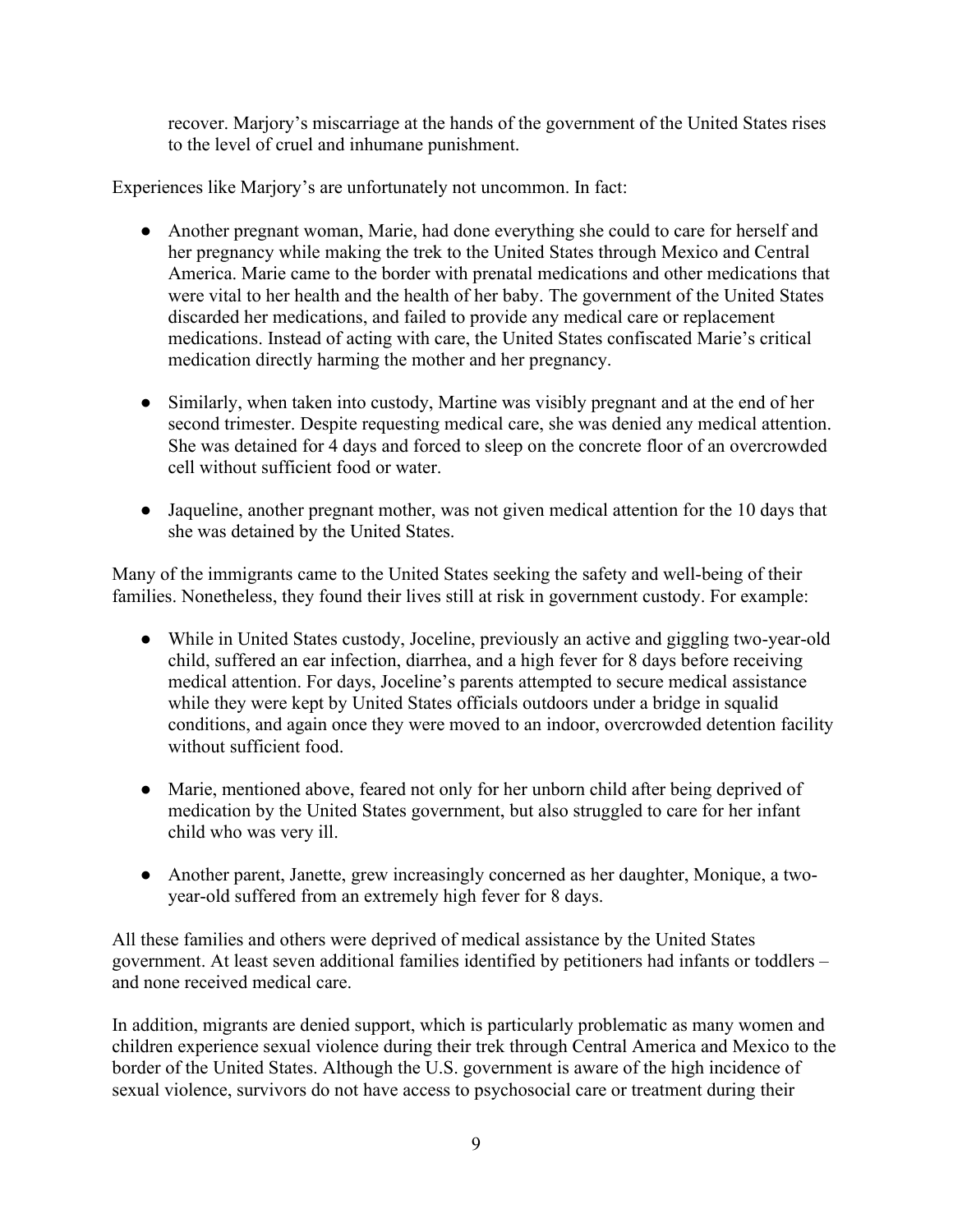recover. Marjory's miscarriage at the hands of the government of the United States rises to the level of cruel and inhumane punishment.

Experiences like Marjory's are unfortunately not uncommon. In fact:

- Another pregnant woman, Marie, had done everything she could to care for herself and her pregnancy while making the trek to the United States through Mexico and Central America. Marie came to the border with prenatal medications and other medications that were vital to her health and the health of her baby. The government of the United States discarded her medications, and failed to provide any medical care or replacement medications. Instead of acting with care, the United States confiscated Marie's critical medication directly harming the mother and her pregnancy.

- Similarly, when taken into custody, Martine was visibly pregnant and at the end of her second trimester. Despite requesting medical care, she was denied any medical attention. She was detained for 4 days and forced to sleep on the concrete floor of an overcrowded cell without sufficient food or water.

- Jaqueline, another pregnant mother, was not given medical attention for the 10 days that she was detained by the United States.

Many of the immigrants came to the United States seeking the safety and well-being of their families. Nonetheless, they found their lives still at risk in government custody. For example:

- While in United States custody, Joceline, previously an active and giggling two-year-old child, suffered an ear infection, diarrhea, and a high fever for 8 days before receiving medical attention. For days, Joceline's parents attempted to secure medical assistance while they were kept by United States officials outdoors under a bridge in squalid conditions, and again once they were moved to an indoor, overcrowded detention facility without sufficient food.

- Marie, mentioned above, feared not only for her unborn child after being deprived of medication by the United States government, but also struggled to care for her infant child who was very ill.

- Another parent, Janette, grew increasingly concerned as her daughter, Monique, a two-year-old suffered from an extremely high fever for 8 days.

All these families and others were deprived of medical assistance by the United States government. At least seven additional families identified by petitioners had infants or toddlers – and none received medical care.

In addition, migrants are denied support, which is particularly problematic as many women and children experience sexual violence during their trek through Central America and Mexico to the border of the United States. Although the U.S. government is aware of the high incidence of sexual violence, survivors do not have access to psychosocial care or treatment during their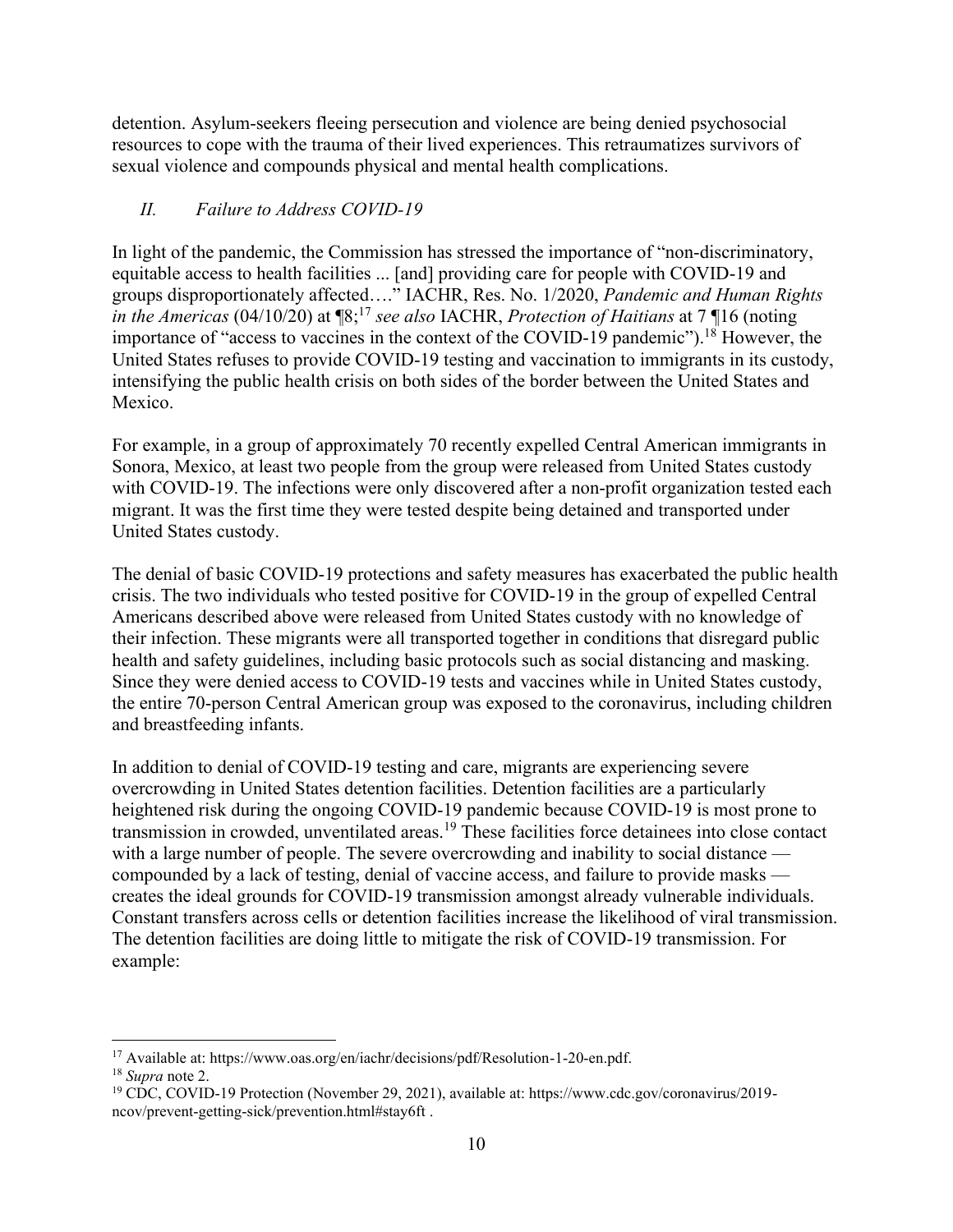detention. Asylum-seekers fleeing persecution and violence are being denied psychosocial resources to cope with the trauma of their lived experiences. This retraumatizes survivors of sexual violence and compounds physical and mental health complications.

### *II. Failure to Address COVID-19*

In light of the pandemic, the Commission has stressed the importance of "non-discriminatory, equitable access to health facilities ... [and] providing care for people with COVID-19 and groups disproportionately affected…." IACHR, Res. No. 1/2020, *Pandemic and Human Rights in the Americas* (04/10/20) at ¶8;[17] *see also* IACHR, *Protection of Haitians* at 7 ¶16 (noting importance of "access to vaccines in the context of the COVID-19 pandemic").[18] However, the United States refuses to provide COVID-19 testing and vaccination to immigrants in its custody, intensifying the public health crisis on both sides of the border between the United States and Mexico.

For example, in a group of approximately 70 recently expelled Central American immigrants in Sonora, Mexico, at least two people from the group were released from United States custody with COVID-19. The infections were only discovered after a non-profit organization tested each migrant. It was the first time they were tested despite being detained and transported under United States custody.

The denial of basic COVID-19 protections and safety measures has exacerbated the public health crisis. The two individuals who tested positive for COVID-19 in the group of expelled Central Americans described above were released from United States custody with no knowledge of their infection. These migrants were all transported together in conditions that disregard public health and safety guidelines, including basic protocols such as social distancing and masking. Since they were denied access to COVID-19 tests and vaccines while in United States custody, the entire 70-person Central American group was exposed to the coronavirus, including children and breastfeeding infants.

In addition to denial of COVID-19 testing and care, migrants are experiencing severe overcrowding in United States detention facilities. Detention facilities are a particularly heightened risk during the ongoing COVID-19 pandemic because COVID-19 is most prone to transmission in crowded, unventilated areas.[19] These facilities force detainees into close contact with a large number of people. The severe overcrowding and inability to social distance — compounded by a lack of testing, denial of vaccine access, and failure to provide masks — creates the ideal grounds for COVID-19 transmission amongst already vulnerable individuals. Constant transfers across cells or detention facilities increase the likelihood of viral transmission. The detention facilities are doing little to mitigate the risk of COVID-19 transmission. For example:

---

[17] Available at: https://www.oas.org/en/iachr/decisions/pdf/Resolution-1-20-en.pdf.

[18] *Supra* note 2.

[19] CDC, COVID-19 Protection (November 29, 2021), available at: https://www.cdc.gov/coronavirus/2019-ncov/prevent-getting-sick/prevention.html#stay6ft .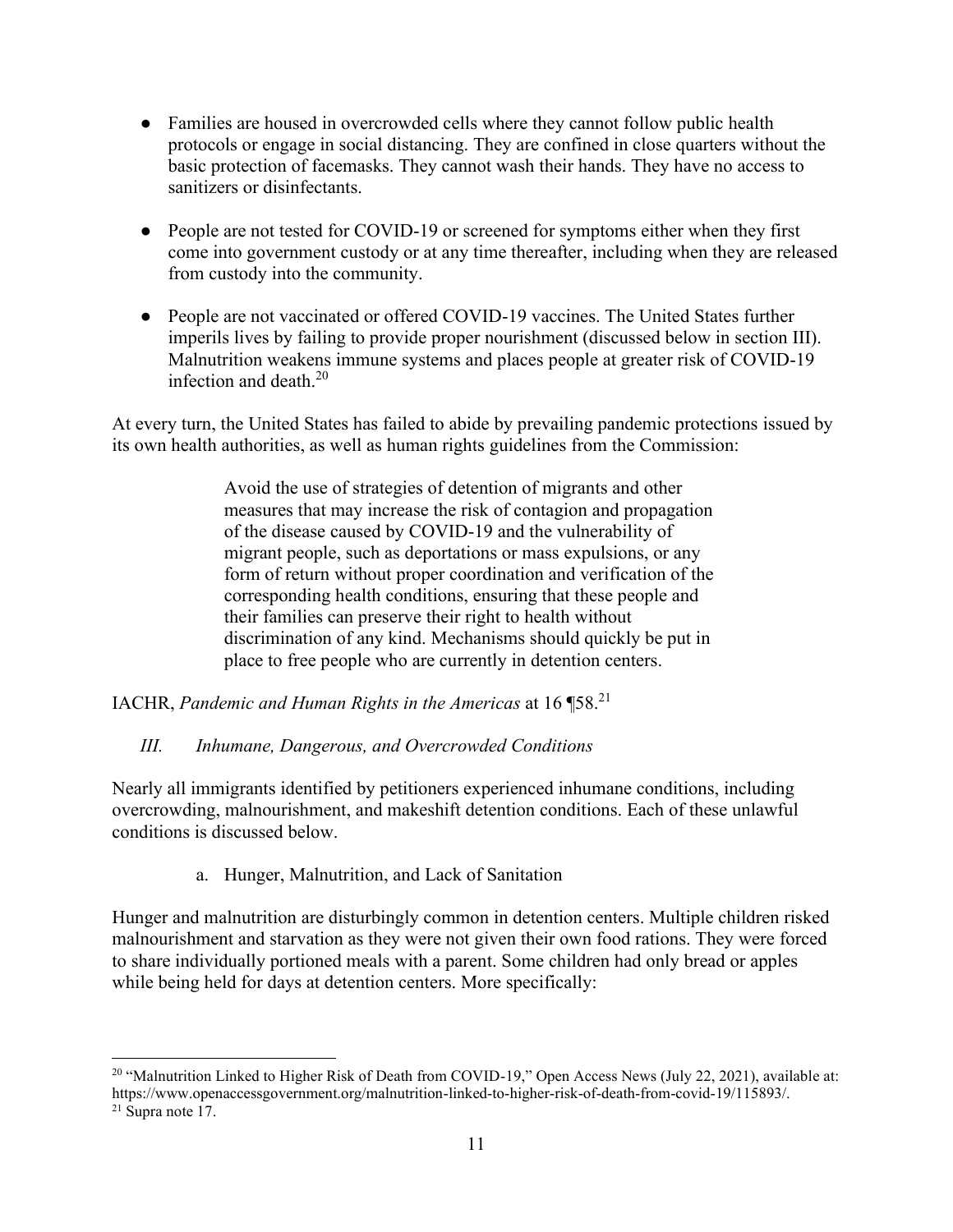- Families are housed in overcrowded cells where they cannot follow public health protocols or engage in social distancing. They are confined in close quarters without the basic protection of facemasks. They cannot wash their hands. They have no access to sanitizers or disinfectants.

- People are not tested for COVID-19 or screened for symptoms either when they first come into government custody or at any time thereafter, including when they are released from custody into the community.

- People are not vaccinated or offered COVID-19 vaccines. The United States further imperils lives by failing to provide proper nourishment (discussed below in section III). Malnutrition weakens immune systems and places people at greater risk of COVID-19 infection and death.[20]

At every turn, the United States has failed to abide by prevailing pandemic protections issued by its own health authorities, as well as human rights guidelines from the Commission:

> Avoid the use of strategies of detention of migrants and other measures that may increase the risk of contagion and propagation of the disease caused by COVID-19 and the vulnerability of migrant people, such as deportations or mass expulsions, or any form of return without proper coordination and verification of the corresponding health conditions, ensuring that these people and their families can preserve their right to health without discrimination of any kind. Mechanisms should quickly be put in place to free people who are currently in detention centers.

IACHR, *Pandemic and Human Rights in the Americas* at 16 ¶58.[21]

### *III. Inhumane, Dangerous, and Overcrowded Conditions*

Nearly all immigrants identified by petitioners experienced inhumane conditions, including overcrowding, malnourishment, and makeshift detention conditions. Each of these unlawful conditions is discussed below.

#### a. Hunger, Malnutrition, and Lack of Sanitation

Hunger and malnutrition are disturbingly common in detention centers. Multiple children risked malnourishment and starvation as they were not given their own food rations. They were forced to share individually portioned meals with a parent. Some children had only bread or apples while being held for days at detention centers. More specifically:

---

[20] "Malnutrition Linked to Higher Risk of Death from COVID-19," Open Access News (July 22, 2021), available at: https://www.openaccessgovernment.org/malnutrition-linked-to-higher-risk-of-death-from-covid-19/115893/.

[21] Supra note 17.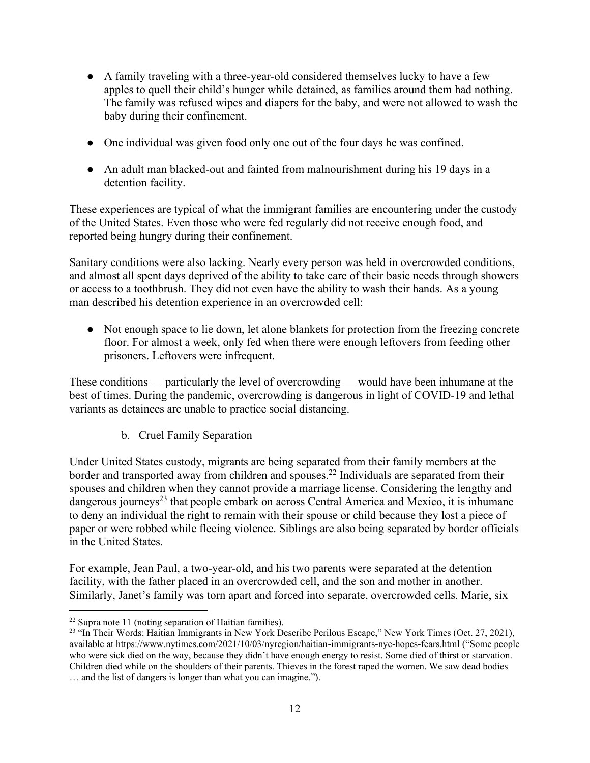- A family traveling with a three-year-old considered themselves lucky to have a few apples to quell their child's hunger while detained, as families around them had nothing. The family was refused wipes and diapers for the baby, and were not allowed to wash the baby during their confinement.

- One individual was given food only one out of the four days he was confined.

- An adult man blacked-out and fainted from malnourishment during his 19 days in a detention facility.

These experiences are typical of what the immigrant families are encountering under the custody of the United States. Even those who were fed regularly did not receive enough food, and reported being hungry during their confinement.

Sanitary conditions were also lacking. Nearly every person was held in overcrowded conditions, and almost all spent days deprived of the ability to take care of their basic needs through showers or access to a toothbrush. They did not even have the ability to wash their hands. As a young man described his detention experience in an overcrowded cell:

- Not enough space to lie down, let alone blankets for protection from the freezing concrete floor. For almost a week, only fed when there were enough leftovers from feeding other prisoners. Leftovers were infrequent.

These conditions — particularly the level of overcrowding — would have been inhumane at the best of times. During the pandemic, overcrowding is dangerous in light of COVID-19 and lethal variants as detainees are unable to practice social distancing.

b. Cruel Family Separation

Under United States custody, migrants are being separated from their family members at the border and transported away from children and spouses.[22] Individuals are separated from their spouses and children when they cannot provide a marriage license. Considering the lengthy and dangerous journeys[23] that people embark on across Central America and Mexico, it is inhumane to deny an individual the right to remain with their spouse or child because they lost a piece of paper or were robbed while fleeing violence. Siblings are also being separated by border officials in the United States.

For example, Jean Paul, a two-year-old, and his two parents were separated at the detention facility, with the father placed in an overcrowded cell, and the son and mother in another. Similarly, Janet's family was torn apart and forced into separate, overcrowded cells. Marie, six

---

[22] Supra note 11 (noting separation of Haitian families).

[23] "In Their Words: Haitian Immigrants in New York Describe Perilous Escape," New York Times (Oct. 27, 2021), available at https://www.nytimes.com/2021/10/03/nyregion/haitian-immigrants-nyc-hopes-fears.html ("Some people who were sick died on the way, because they didn't have enough energy to resist. Some died of thirst or starvation. Children died while on the shoulders of their parents. Thieves in the forest raped the women. We saw dead bodies … and the list of dangers is longer than what you can imagine.").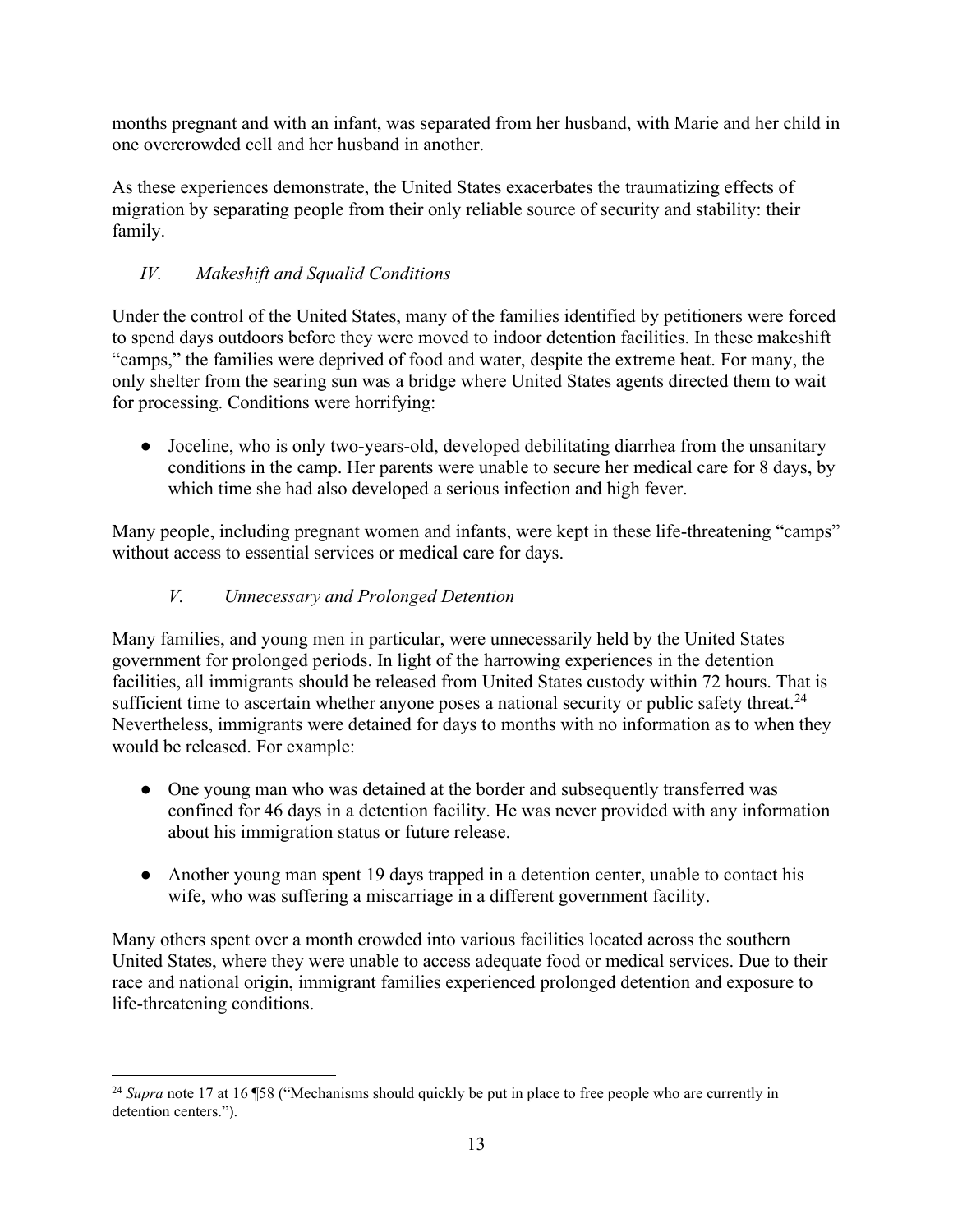months pregnant and with an infant, was separated from her husband, with Marie and her child in one overcrowded cell and her husband in another.

As these experiences demonstrate, the United States exacerbates the traumatizing effects of migration by separating people from their only reliable source of security and stability: their family.

### *IV. Makeshift and Squalid Conditions*

Under the control of the United States, many of the families identified by petitioners were forced to spend days outdoors before they were moved to indoor detention facilities. In these makeshift "camps," the families were deprived of food and water, despite the extreme heat. For many, the only shelter from the searing sun was a bridge where United States agents directed them to wait for processing. Conditions were horrifying:

- Joceline, who is only two-years-old, developed debilitating diarrhea from the unsanitary conditions in the camp. Her parents were unable to secure her medical care for 8 days, by which time she had also developed a serious infection and high fever.

Many people, including pregnant women and infants, were kept in these life-threatening "camps" without access to essential services or medical care for days.

### *V. Unnecessary and Prolonged Detention*

Many families, and young men in particular, were unnecessarily held by the United States government for prolonged periods. In light of the harrowing experiences in the detention facilities, all immigrants should be released from United States custody within 72 hours. That is sufficient time to ascertain whether anyone poses a national security or public safety threat.[24] Nevertheless, immigrants were detained for days to months with no information as to when they would be released. For example:

- One young man who was detained at the border and subsequently transferred was confined for 46 days in a detention facility. He was never provided with any information about his immigration status or future release.

- Another young man spent 19 days trapped in a detention center, unable to contact his wife, who was suffering a miscarriage in a different government facility.

Many others spent over a month crowded into various facilities located across the southern United States, where they were unable to access adequate food or medical services. Due to their race and national origin, immigrant families experienced prolonged detention and exposure to life-threatening conditions.

---

[24] *Supra* note 17 at 16 ¶58 ("Mechanisms should quickly be put in place to free people who are currently in detention centers.").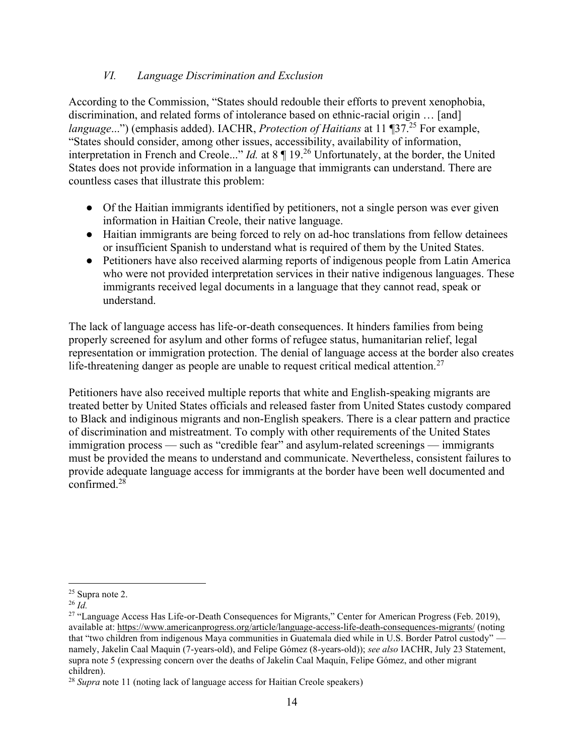### *VI. Language Discrimination and Exclusion*

According to the Commission, "States should redouble their efforts to prevent xenophobia, discrimination, and related forms of intolerance based on ethnic-racial origin … [and] *language*...") (emphasis added). IACHR, *Protection of Haitians* at 11 ¶37.[25] For example, "States should consider, among other issues, accessibility, availability of information, interpretation in French and Creole..." *Id.* at 8 ¶ 19.[26] Unfortunately, at the border, the United States does not provide information in a language that immigrants can understand. There are countless cases that illustrate this problem:

- Of the Haitian immigrants identified by petitioners, not a single person was ever given information in Haitian Creole, their native language.
- Haitian immigrants are being forced to rely on ad-hoc translations from fellow detainees or insufficient Spanish to understand what is required of them by the United States.
- Petitioners have also received alarming reports of indigenous people from Latin America who were not provided interpretation services in their native indigenous languages. These immigrants received legal documents in a language that they cannot read, speak or understand.

The lack of language access has life-or-death consequences. It hinders families from being properly screened for asylum and other forms of refugee status, humanitarian relief, legal representation or immigration protection. The denial of language access at the border also creates life-threatening danger as people are unable to request critical medical attention.[27]

Petitioners have also received multiple reports that white and English-speaking migrants are treated better by United States officials and released faster from United States custody compared to Black and indiginous migrants and non-English speakers. There is a clear pattern and practice of discrimination and mistreatment. To comply with other requirements of the United States immigration process — such as "credible fear" and asylum-related screenings — immigrants must be provided the means to understand and communicate. Nevertheless, consistent failures to provide adequate language access for immigrants at the border have been well documented and confirmed.[28]

---

[25] Supra note 2.

[26] *Id.*

[27] "Language Access Has Life-or-Death Consequences for Migrants," Center for American Progress (Feb. 2019), available at: https://www.americanprogress.org/article/language-access-life-death-consequences-migrants/ (noting that "two children from indigenous Maya communities in Guatemala died while in U.S. Border Patrol custody" — namely, Jakelin Caal Maquin (7-years-old), and Felipe Gómez (8-years-old)); *see also* IACHR, July 23 Statement, supra note 5 (expressing concern over the deaths of Jakelin Caal Maquín, Felipe Gómez, and other migrant children).

[28] *Supra* note 11 (noting lack of language access for Haitian Creole speakers)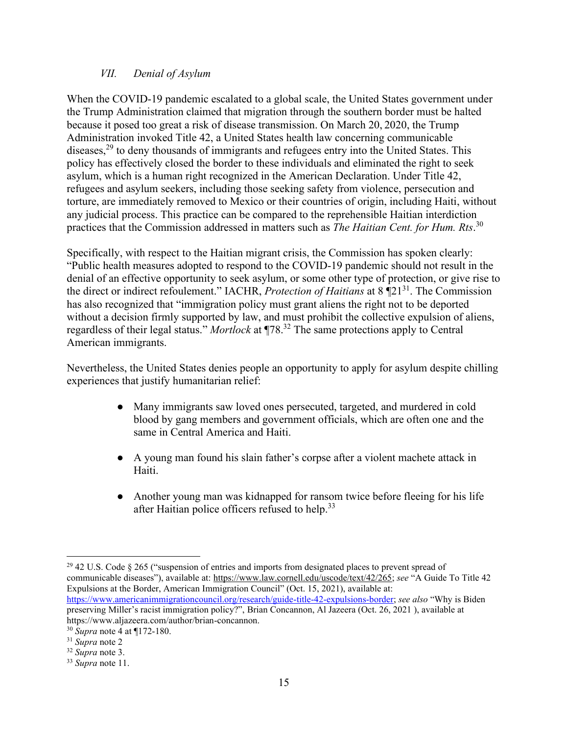### *VII. Denial of Asylum*

When the COVID-19 pandemic escalated to a global scale, the United States government under the Trump Administration claimed that migration through the southern border must be halted because it posed too great a risk of disease transmission. On March 20, 2020, the Trump Administration invoked Title 42, a United States health law concerning communicable diseases,[29] to deny thousands of immigrants and refugees entry into the United States. This policy has effectively closed the border to these individuals and eliminated the right to seek asylum, which is a human right recognized in the American Declaration. Under Title 42, refugees and asylum seekers, including those seeking safety from violence, persecution and torture, are immediately removed to Mexico or their countries of origin, including Haiti, without any judicial process. This practice can be compared to the reprehensible Haitian interdiction practices that the Commission addressed in matters such as *The Haitian Cent. for Hum. Rts*.[30]

Specifically, with respect to the Haitian migrant crisis, the Commission has spoken clearly: "Public health measures adopted to respond to the COVID-19 pandemic should not result in the denial of an effective opportunity to seek asylum, or some other type of protection, or give rise to the direct or indirect refoulement." IACHR, *Protection of Haitians* at 8 ¶21[31]. The Commission has also recognized that "immigration policy must grant aliens the right not to be deported without a decision firmly supported by law, and must prohibit the collective expulsion of aliens, regardless of their legal status." *Mortlock* at ¶78.[32] The same protections apply to Central American immigrants.

Nevertheless, the United States denies people an opportunity to apply for asylum despite chilling experiences that justify humanitarian relief:

- Many immigrants saw loved ones persecuted, targeted, and murdered in cold blood by gang members and government officials, which are often one and the same in Central America and Haiti.
- A young man found his slain father's corpse after a violent machete attack in Haiti.
- Another young man was kidnapped for ransom twice before fleeing for his life after Haitian police officers refused to help.[33]

---

[29] 42 U.S. Code § 265 ("suspension of entries and imports from designated places to prevent spread of communicable diseases"), available at: https://www.law.cornell.edu/uscode/text/42/265; *see* "A Guide To Title 42 Expulsions at the Border, American Immigration Council" (Oct. 15, 2021), available at: https://www.americanimmigrationcouncil.org/research/guide-title-42-expulsions-border; *see also* "Why is Biden preserving Miller's racist immigration policy?", Brian Concannon, Al Jazeera (Oct. 26, 2021 ), available at https://www.aljazeera.com/author/brian-concannon.

[30] *Supra* note 4 at ¶172-180.

[31] *Supra* note 2

[32] *Supra* note 3.

[33] *Supra* note 11.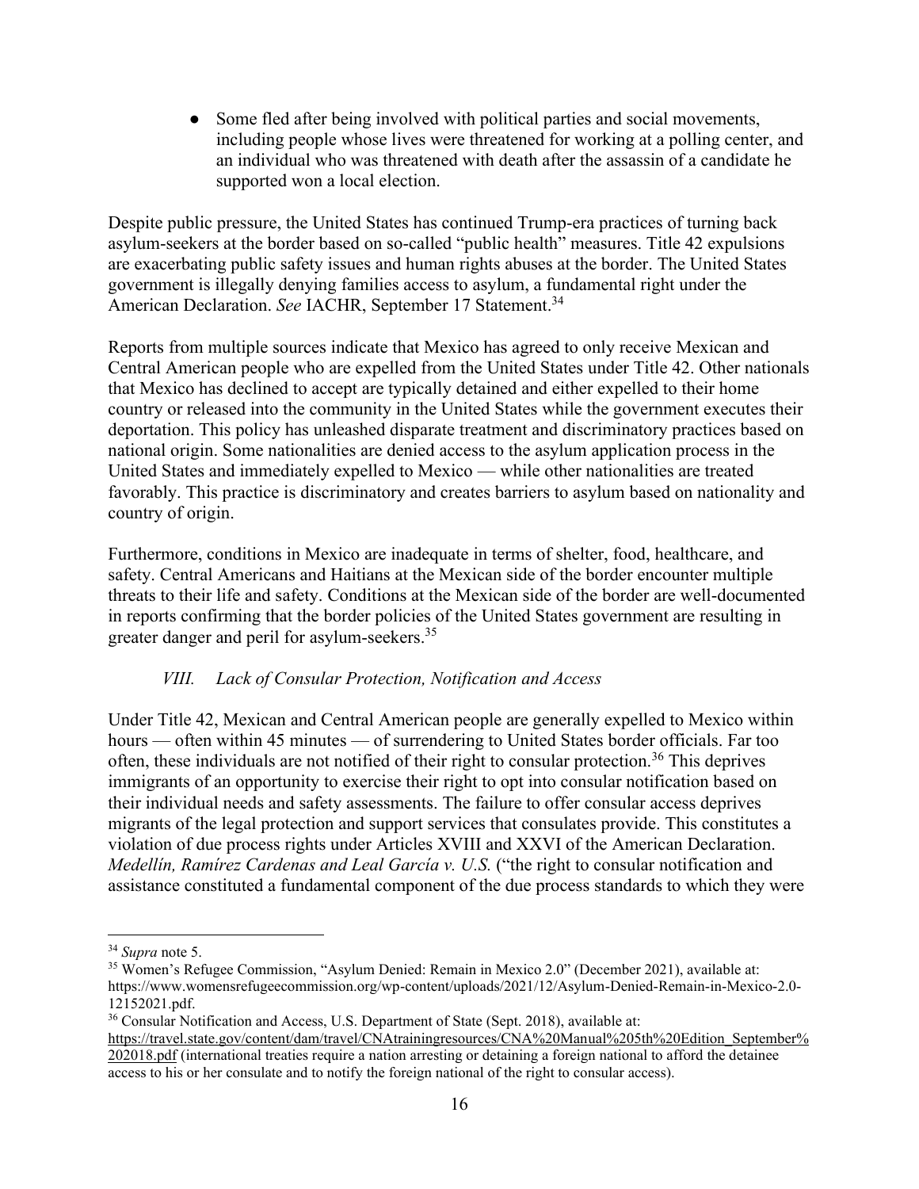- Some fled after being involved with political parties and social movements, including people whose lives were threatened for working at a polling center, and an individual who was threatened with death after the assassin of a candidate he supported won a local election.

Despite public pressure, the United States has continued Trump-era practices of turning back asylum-seekers at the border based on so-called "public health" measures. Title 42 expulsions are exacerbating public safety issues and human rights abuses at the border. The United States government is illegally denying families access to asylum, a fundamental right under the American Declaration. *See* IACHR, September 17 Statement.[34]

Reports from multiple sources indicate that Mexico has agreed to only receive Mexican and Central American people who are expelled from the United States under Title 42. Other nationals that Mexico has declined to accept are typically detained and either expelled to their home country or released into the community in the United States while the government executes their deportation. This policy has unleashed disparate treatment and discriminatory practices based on national origin. Some nationalities are denied access to the asylum application process in the United States and immediately expelled to Mexico — while other nationalities are treated favorably. This practice is discriminatory and creates barriers to asylum based on nationality and country of origin.

Furthermore, conditions in Mexico are inadequate in terms of shelter, food, healthcare, and safety. Central Americans and Haitians at the Mexican side of the border encounter multiple threats to their life and safety. Conditions at the Mexican side of the border are well-documented in reports confirming that the border policies of the United States government are resulting in greater danger and peril for asylum-seekers.[35]

## *VIII. Lack of Consular Protection, Notification and Access*

Under Title 42, Mexican and Central American people are generally expelled to Mexico within hours — often within 45 minutes — of surrendering to United States border officials. Far too often, these individuals are not notified of their right to consular protection.[36] This deprives immigrants of an opportunity to exercise their right to opt into consular notification based on their individual needs and safety assessments. The failure to offer consular access deprives migrants of the legal protection and support services that consulates provide. This constitutes a violation of due process rights under Articles XVIII and XXVI of the American Declaration. *Medellín, Ramírez Cardenas and Leal García v. U.S.* ("the right to consular notification and assistance constituted a fundamental component of the due process standards to which they were

---

[34] *Supra* note 5.

[35] Women's Refugee Commission, "Asylum Denied: Remain in Mexico 2.0" (December 2021), available at: https://www.womensrefugeecommission.org/wp-content/uploads/2021/12/Asylum-Denied-Remain-in-Mexico-2.0-12152021.pdf.

[36] Consular Notification and Access, U.S. Department of State (Sept. 2018), available at: https://travel.state.gov/content/dam/travel/CNAtrainingresources/CNA%20Manual%205th%20Edition_September%202018.pdf (international treaties require a nation arresting or detaining a foreign national to afford the detainee access to his or her consulate and to notify the foreign national of the right to consular access).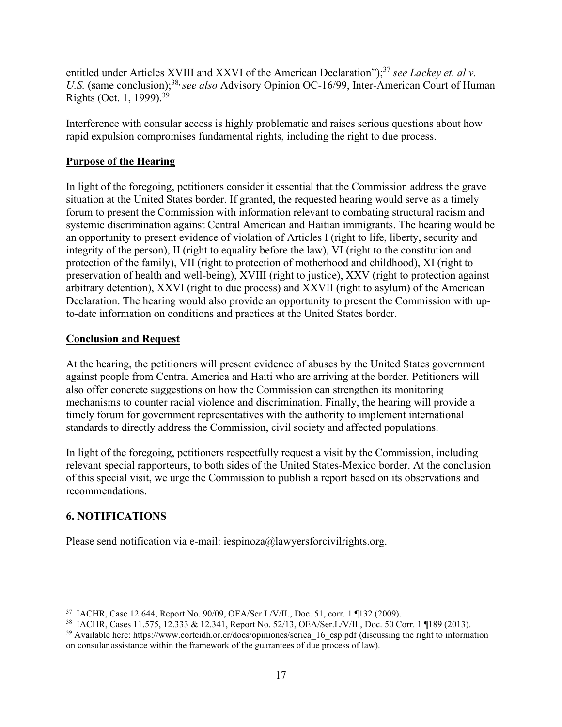entitled under Articles XVIII and XXVI of the American Declaration");[37] *see Lackey et. al v. U.S.* (same conclusion);[38], *see also* Advisory Opinion OC-16/99, Inter-American Court of Human Rights (Oct. 1, 1999).[39]

Interference with consular access is highly problematic and raises serious questions about how rapid expulsion compromises fundamental rights, including the right to due process.

**<u>Purpose of the Hearing</u>**

In light of the foregoing, petitioners consider it essential that the Commission address the grave situation at the United States border. If granted, the requested hearing would serve as a timely forum to present the Commission with information relevant to combating structural racism and systemic discrimination against Central American and Haitian immigrants. The hearing would be an opportunity to present evidence of violation of Articles I (right to life, liberty, security and integrity of the person), II (right to equality before the law), VI (right to the constitution and protection of the family), VII (right to protection of motherhood and childhood), XI (right to preservation of health and well-being), XVIII (right to justice), XXV (right to protection against arbitrary detention), XXVI (right to due process) and XXVII (right to asylum) of the American Declaration. The hearing would also provide an opportunity to present the Commission with up-to-date information on conditions and practices at the United States border.

**<u>Conclusion and Request</u>**

At the hearing, the petitioners will present evidence of abuses by the United States government against people from Central America and Haiti who are arriving at the border. Petitioners will also offer concrete suggestions on how the Commission can strengthen its monitoring mechanisms to counter racial violence and discrimination. Finally, the hearing will provide a timely forum for government representatives with the authority to implement international standards to directly address the Commission, civil society and affected populations.

In light of the foregoing, petitioners respectfully request a visit by the Commission, including relevant special rapporteurs, to both sides of the United States-Mexico border. At the conclusion of this special visit, we urge the Commission to publish a report based on its observations and recommendations.

## 6. NOTIFICATIONS

Please send notification via e-mail: iespinoza@lawyersforcivilrights.org.

---

[37] IACHR, Case 12.644, Report No. 90/09, OEA/Ser.L/V/II., Doc. 51, corr. 1 ¶132 (2009).

[38] IACHR, Cases 11.575, 12.333 & 12.341, Report No. 52/13, OEA/Ser.L/V/II., Doc. 50 Corr. 1 ¶189 (2013).

[39] Available here: https://www.corteidh.or.cr/docs/opiniones/seriea_16_esp.pdf (discussing the right to information on consular assistance within the framework of the guarantees of due process of law).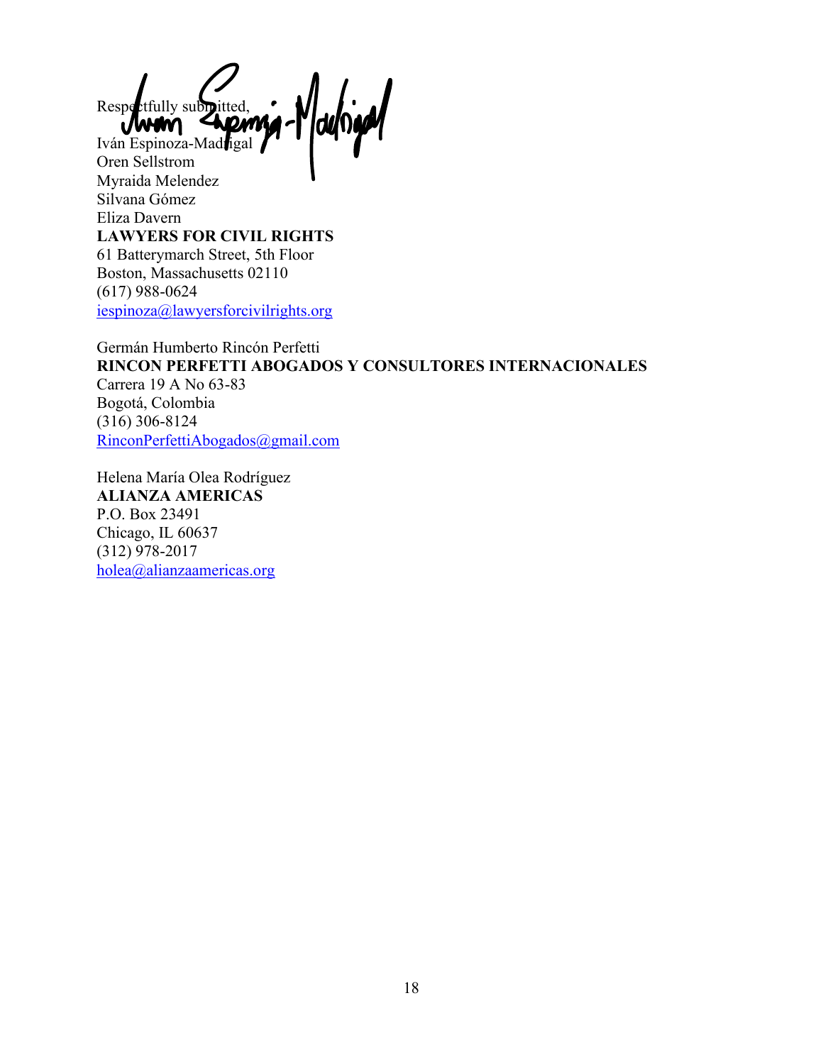Respectfully submitted,

Iván Espinoza-Madrigal
Oren Sellstrom
Myraida Melendez
Silvana Gómez
Eliza Davern
**LAWYERS FOR CIVIL RIGHTS**
61 Batterymarch Street, 5th Floor
Boston, Massachusetts 02110
(617) 988-0624
iespinoza@lawyersforcivilrights.org

Germán Humberto Rincón Perfetti
**RINCON PERFETTI ABOGADOS Y CONSULTORES INTERNACIONALES**
Carrera 19 A No 63-83
Bogotá, Colombia
(316) 306-8124
RinconPerfettiAbogados@gmail.com

Helena María Olea Rodríguez
**ALIANZA AMERICAS**
P.O. Box 23491
Chicago, IL 60637
(312) 978-2017
holea@alianzaamericas.org